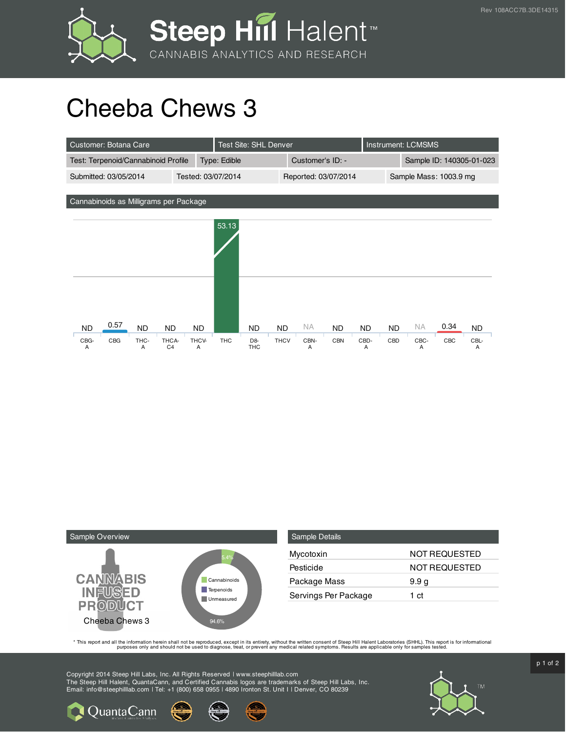# Cheeba Chews 3

| Customer: Botana Care | Test Site: SHL Denver | Instrument: LCMSMS | |
|---|---|---|---|
| Test: Terpenoid/Cannabinoid Profile | Type: Edible | Customer's ID: - | Sample ID: 140305-01-023 |
| Submitted: 03/05/2014 | Tested: 03/07/2014 | Reported: 03/07/2014 | Sample Mass: 1003.9 mg |

## Cannabinoids as Milligrams per Package

| CBG-A | CBG | THC-A | THCA-C4 | THCV-A | THC | D8-THC | THCV | CBN-A | CBN | CBD-A | CBD | CBC-A | CBC | CBL-A |
|---|---|---|---|---|---|---|---|---|---|---|---|---|---|---|
| ND | 0.57 | ND | ND | ND | 53.13 | ND | ND | NA | ND | ND | ND | NA | 0.34 | ND |

## Sample Overview

CANNABIS INFUSED PRODUCT

Cheeba Chews 3

- Cannabinoids: 5.4%
- Terpenoids
- Unmeasured: 94.6%

## Sample Details

| | |
|---|---|
| Mycotoxin | NOT REQUESTED |
| Pesticide | NOT REQUESTED |
| Package Mass | 9.9 g |
| Servings Per Package | 1 ct |

* This report and all the information herein shall not be reproduced, except in its entirety, without the written consent of Steep Hill Halent Laboratories (SHHL). This report is for informational purposes only and should not be used to diagnose, treat, or prevent any medical related symptoms. Results are applicable only for samples tested.

Copyright 2014 Steep Hill Labs, Inc. All Rights Reserved | www.steephilllab.com
The Steep Hill Halent, QuantaCann, and Certified Cannabis logos are trademarks of Steep Hill Labs, Inc.
Email: info@steephilllab.com | Tel: +1 (800) 658 0955 | 4890 Ironton St. Unit I | Denver, CO 80239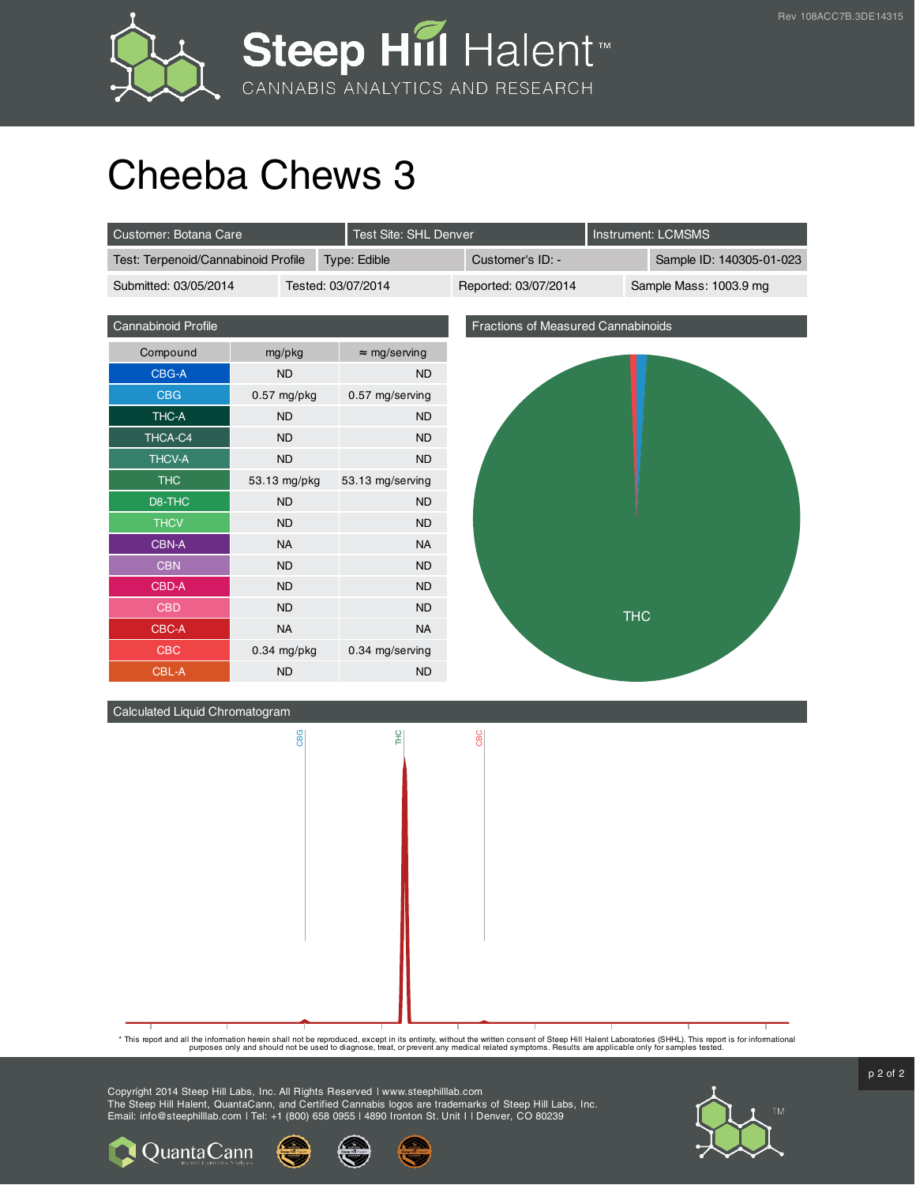Steep Hill Halent™

CANNABIS ANALYTICS AND RESEARCH

Rev 108ACC7B.3DE14315

# Cheeba Chews 3

| | | |
|---|---|---|
| Customer: Botana Care | Test Site: SHL Denver | Instrument: LCMSMS |

| | | | |
|---|---|---|---|
| Test: Terpenoid/Cannabinoid Profile | Type: Edible | Customer's ID: - | Sample ID: 140305-01-023 |
| Submitted: 03/05/2014 | Tested: 03/07/2014 | Reported: 03/07/2014 | Sample Mass: 1003.9 mg |

## Cannabinoid Profile

| Compound | mg/pkg | ≈ mg/serving |
|---|---|---|
| CBG-A | ND | ND |
| CBG | 0.57 mg/pkg | 0.57 mg/serving |
| THC-A | ND | ND |
| THCA-C4 | ND | ND |
| THCV-A | ND | ND |
| THC | 53.13 mg/pkg | 53.13 mg/serving |
| D8-THC | ND | ND |
| THCV | ND | ND |
| CBN-A | NA | NA |
| CBN | ND | ND |
| CBD-A | ND | ND |
| CBD | ND | ND |
| CBC-A | NA | NA |
| CBC | 0.34 mg/pkg | 0.34 mg/serving |
| CBL-A | ND | ND |

## Fractions of Measured Cannabinoids

THC

## Calculated Liquid Chromatogram

CBG
THC
CBC

* This report and all the information herein shall not be reproduced, except in its entirety, without the written consent of Steep Hill Halent Laboratories (SHHL). This report is for informational purposes only and should not be used to diagnose, treat, or prevent any medical related symptoms. Results are applicable only for samples tested.

Copyright 2014 Steep Hill Labs, Inc. All Rights Reserved | www.steephilllab.com
The Steep Hill Halent, QuantaCann, and Certified Cannabis logos are trademarks of Steep Hill Labs, Inc.
Email: info@steephilllab.com | Tel: +1 (800) 658 0955 | 4890 Ironton St. Unit I | Denver, CO 80239

QuantaCann